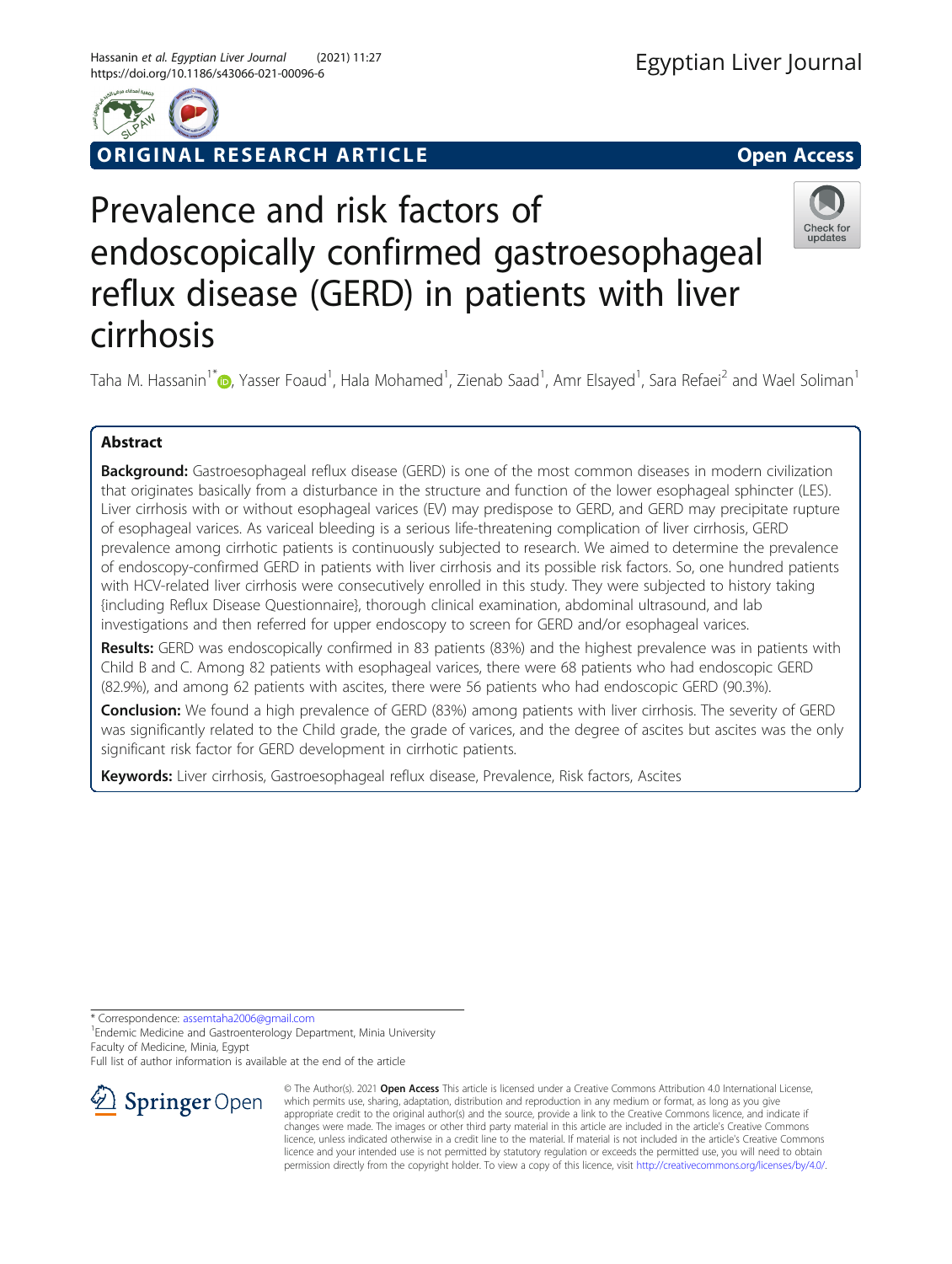ORIGINAL RESEARCH ARTICLE

Open Access

# Prevalence and risk factors of endoscopically confirmed gastroesophageal reflux disease (GERD) in patients with liver cirrhosis

Taha M. Hassanin[1*], Yasser Foaud[1], Hala Mohamed[1], Zienab Saad[1], Amr Elsayed[1], Sara Refaei[2] and Wael Soliman[1]

## Abstract

**Background:** Gastroesophageal reflux disease (GERD) is one of the most common diseases in modern civilization that originates basically from a disturbance in the structure and function of the lower esophageal sphincter (LES). Liver cirrhosis with or without esophageal varices (EV) may predispose to GERD, and GERD may precipitate rupture of esophageal varices. As variceal bleeding is a serious life-threatening complication of liver cirrhosis, GERD prevalence among cirrhotic patients is continuously subjected to research. We aimed to determine the prevalence of endoscopy-confirmed GERD in patients with liver cirrhosis and its possible risk factors. So, one hundred patients with HCV-related liver cirrhosis were consecutively enrolled in this study. They were subjected to history taking {including Reflux Disease Questionnaire}, thorough clinical examination, abdominal ultrasound, and lab investigations and then referred for upper endoscopy to screen for GERD and/or esophageal varices.

**Results:** GERD was endoscopically confirmed in 83 patients (83%) and the highest prevalence was in patients with Child B and C. Among 82 patients with esophageal varices, there were 68 patients who had endoscopic GERD (82.9%), and among 62 patients with ascites, there were 56 patients who had endoscopic GERD (90.3%).

**Conclusion:** We found a high prevalence of GERD (83%) among patients with liver cirrhosis. The severity of GERD was significantly related to the Child grade, the grade of varices, and the degree of ascites but ascites was the only significant risk factor for GERD development in cirrhotic patients.

**Keywords:** Liver cirrhosis, Gastroesophageal reflux disease, Prevalence, Risk factors, Ascites

\* Correspondence: assemtaha2006@gmail.com
[1]Endemic Medicine and Gastroenterology Department, Minia University Faculty of Medicine, Minia, Egypt
Full list of author information is available at the end of the article

© The Author(s). 2021 **Open Access** This article is licensed under a Creative Commons Attribution 4.0 International License, which permits use, sharing, adaptation, distribution and reproduction in any medium or format, as long as you give appropriate credit to the original author(s) and the source, provide a link to the Creative Commons licence, and indicate if changes were made. The images or other third party material in this article are included in the article's Creative Commons licence, unless indicated otherwise in a credit line to the material. If material is not included in the article's Creative Commons licence and your intended use is not permitted by statutory regulation or exceeds the permitted use, you will need to obtain permission directly from the copyright holder. To view a copy of this licence, visit http://creativecommons.org/licenses/by/4.0/.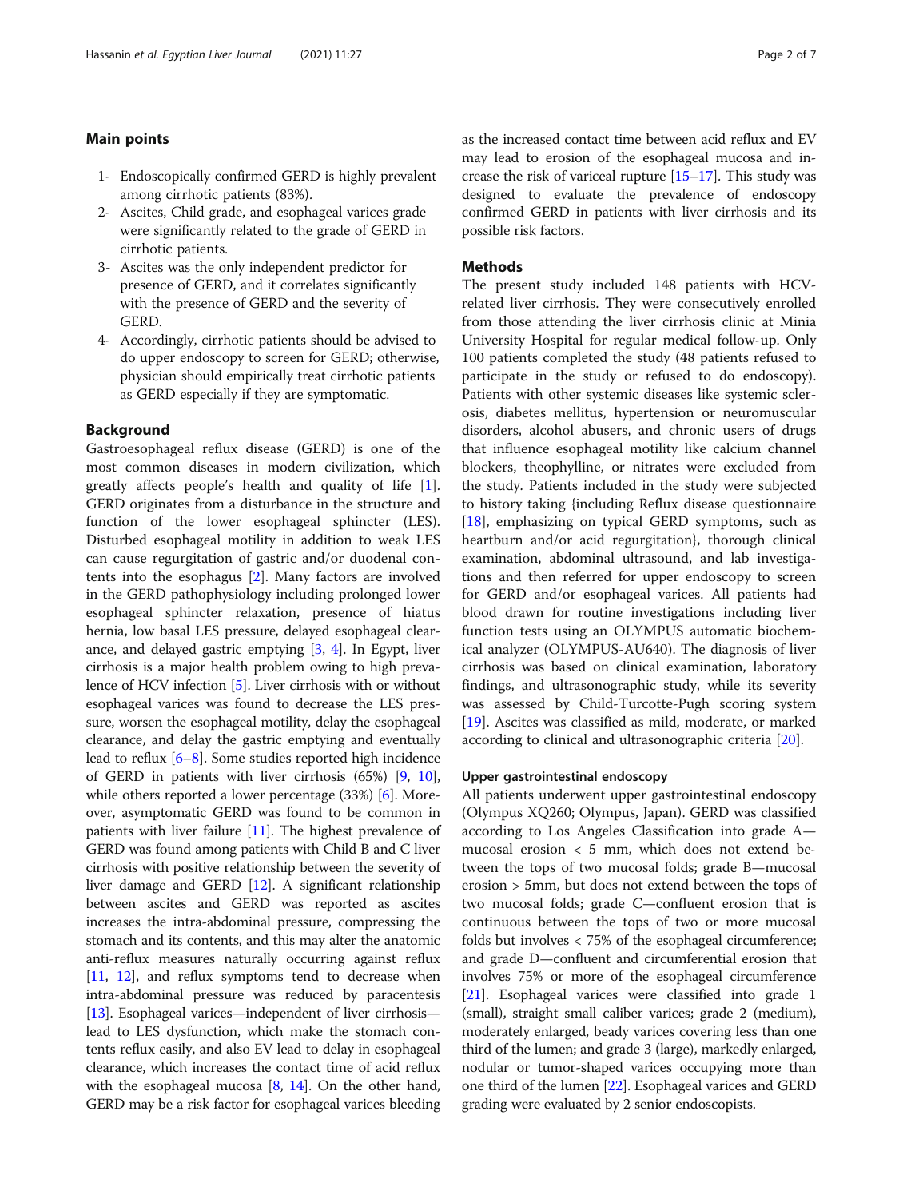## Main points

1- Endoscopically confirmed GERD is highly prevalent among cirrhotic patients (83%).
2- Ascites, Child grade, and esophageal varices grade were significantly related to the grade of GERD in cirrhotic patients.
3- Ascites was the only independent predictor for presence of GERD, and it correlates significantly with the presence of GERD and the severity of GERD.
4- Accordingly, cirrhotic patients should be advised to do upper endoscopy to screen for GERD; otherwise, physician should empirically treat cirrhotic patients as GERD especially if they are symptomatic.

## Background

Gastroesophageal reflux disease (GERD) is one of the most common diseases in modern civilization, which greatly affects people's health and quality of life [1]. GERD originates from a disturbance in the structure and function of the lower esophageal sphincter (LES). Disturbed esophageal motility in addition to weak LES can cause regurgitation of gastric and/or duodenal contents into the esophagus [2]. Many factors are involved in the GERD pathophysiology including prolonged lower esophageal sphincter relaxation, presence of hiatus hernia, low basal LES pressure, delayed esophageal clearance, and delayed gastric emptying [3, 4]. In Egypt, liver cirrhosis is a major health problem owing to high prevalence of HCV infection [5]. Liver cirrhosis with or without esophageal varices was found to decrease the LES pressure, worsen the esophageal motility, delay the esophageal clearance, and delay the gastric emptying and eventually lead to reflux [6–8]. Some studies reported high incidence of GERD in patients with liver cirrhosis (65%) [9, 10], while others reported a lower percentage (33%) [6]. Moreover, asymptomatic GERD was found to be common in patients with liver failure [11]. The highest prevalence of GERD was found among patients with Child B and C liver cirrhosis with positive relationship between the severity of liver damage and GERD [12]. A significant relationship between ascites and GERD was reported as ascites increases the intra-abdominal pressure, compressing the stomach and its contents, and this may alter the anatomic anti-reflux measures naturally occurring against reflux [11, 12], and reflux symptoms tend to decrease when intra-abdominal pressure was reduced by paracentesis [13]. Esophageal varices—independent of liver cirrhosis—lead to LES dysfunction, which make the stomach contents reflux easily, and also EV lead to delay in esophageal clearance, which increases the contact time of acid reflux with the esophageal mucosa [8, 14]. On the other hand, GERD may be a risk factor for esophageal varices bleeding as the increased contact time between acid reflux and EV may lead to erosion of the esophageal mucosa and increase the risk of variceal rupture [15–17]. This study was designed to evaluate the prevalence of endoscopy confirmed GERD in patients with liver cirrhosis and its possible risk factors.

## Methods

The present study included 148 patients with HCV-related liver cirrhosis. They were consecutively enrolled from those attending the liver cirrhosis clinic at Minia University Hospital for regular medical follow-up. Only 100 patients completed the study (48 patients refused to participate in the study or refused to do endoscopy). Patients with other systemic diseases like systemic sclerosis, diabetes mellitus, hypertension or neuromuscular disorders, alcohol abusers, and chronic users of drugs that influence esophageal motility like calcium channel blockers, theophylline, or nitrates were excluded from the study. Patients included in the study were subjected to history taking {including Reflux disease questionnaire [18], emphasizing on typical GERD symptoms, such as heartburn and/or acid regurgitation}, thorough clinical examination, abdominal ultrasound, and lab investigations and then referred for upper endoscopy to screen for GERD and/or esophageal varices. All patients had blood drawn for routine investigations including liver function tests using an OLYMPUS automatic biochemical analyzer (OLYMPUS-AU640). The diagnosis of liver cirrhosis was based on clinical examination, laboratory findings, and ultrasonographic study, while its severity was assessed by Child-Turcotte-Pugh scoring system [19]. Ascites was classified as mild, moderate, or marked according to clinical and ultrasonographic criteria [20].

### Upper gastrointestinal endoscopy

All patients underwent upper gastrointestinal endoscopy (Olympus XQ260; Olympus, Japan). GERD was classified according to Los Angeles Classification into grade A—mucosal erosion < 5 mm, which does not extend between the tops of two mucosal folds; grade B—mucosal erosion > 5mm, but does not extend between the tops of two mucosal folds; grade C—confluent erosion that is continuous between the tops of two or more mucosal folds but involves < 75% of the esophageal circumference; and grade D—confluent and circumferential erosion that involves 75% or more of the esophageal circumference [21]. Esophageal varices were classified into grade 1 (small), straight small caliber varices; grade 2 (medium), moderately enlarged, beady varices covering less than one third of the lumen; and grade 3 (large), markedly enlarged, nodular or tumor-shaped varices occupying more than one third of the lumen [22]. Esophageal varices and GERD grading were evaluated by 2 senior endoscopists.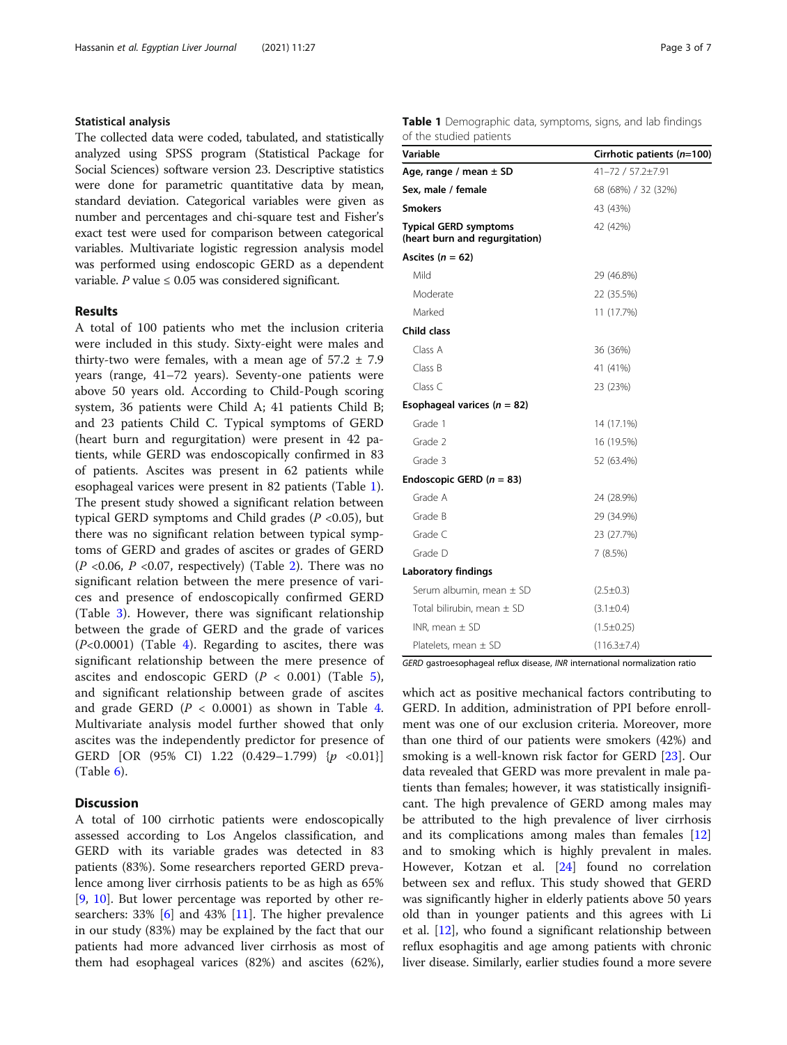### Statistical analysis

The collected data were coded, tabulated, and statistically analyzed using SPSS program (Statistical Package for Social Sciences) software version 23. Descriptive statistics were done for parametric quantitative data by mean, standard deviation. Categorical variables were given as number and percentages and chi-square test and Fisher's exact test were used for comparison between categorical variables. Multivariate logistic regression analysis model was performed using endoscopic GERD as a dependent variable. $P$ value ≤ 0.05 was considered significant.

## Results

A total of 100 patients who met the inclusion criteria were included in this study. Sixty-eight were males and thirty-two were females, with a mean age of 57.2 ± 7.9 years (range, 41–72 years). Seventy-one patients were above 50 years old. According to Child-Pough scoring system, 36 patients were Child A; 41 patients Child B; and 23 patients Child C. Typical symptoms of GERD (heart burn and regurgitation) were present in 42 patients, while GERD was endoscopically confirmed in 83 of patients. Ascites was present in 62 patients while esophageal varices were present in 82 patients (Table 1). The present study showed a significant relation between typical GERD symptoms and Child grades ($P$ <0.05), but there was no significant relation between typical symptoms of GERD and grades of ascites or grades of GERD ($P$ <0.06, $P$ <0.07, respectively) (Table 2). There was no significant relation between the mere presence of varices and presence of endoscopically confirmed GERD (Table 3). However, there was significant relationship between the grade of GERD and the grade of varices ($P$<0.0001) (Table 4). Regarding to ascites, there was significant relationship between the mere presence of ascites and endoscopic GERD ($P$ < 0.001) (Table 5), and significant relationship between grade of ascites and grade GERD ($P$ < 0.0001) as shown in Table 4. Multivariate analysis model further showed that only ascites was the independently predictor for presence of GERD [OR (95% CI) 1.22 (0.429–1.799) {$p$ <0.01}] (Table 6).

**Table 1** Demographic data, symptoms, signs, and lab findings of the studied patients

| Variable | Cirrhotic patients ($n$=100) |
|---|---|
| **Age, range / mean ± SD** | 41–72 / 57.2±7.91 |
| **Sex, male / female** | 68 (68%) / 32 (32%) |
| **Smokers** | 43 (43%) |
| **Typical GERD symptoms (heart burn and regurgitation)** | 42 (42%) |
| **Ascites ($n$ = 62)** | |
| Mild | 29 (46.8%) |
| Moderate | 22 (35.5%) |
| Marked | 11 (17.7%) |
| **Child class** | |
| Class A | 36 (36%) |
| Class B | 41 (41%) |
| Class C | 23 (23%) |
| **Esophageal varices ($n$ = 82)** | |
| Grade 1 | 14 (17.1%) |
| Grade 2 | 16 (19.5%) |
| Grade 3 | 52 (63.4%) |
| **Endoscopic GERD ($n$ = 83)** | |
| Grade A | 24 (28.9%) |
| Grade B | 29 (34.9%) |
| Grade C | 23 (27.7%) |
| Grade D | 7 (8.5%) |
| **Laboratory findings** | |
| Serum albumin, mean ± SD | (2.5±0.3) |
| Total bilirubin, mean ± SD | (3.1±0.4) |
| INR, mean ± SD | (1.5±0.25) |
| Platelets, mean ± SD | (116.3±7.4) |

*GERD* gastroesophageal reflux disease, *INR* international normalization ratio

## Discussion

A total of 100 cirrhotic patients were endoscopically assessed according to Los Angelos classification, and GERD with its variable grades was detected in 83 patients (83%). Some researchers reported GERD prevalence among liver cirrhosis patients to be as high as 65% [9, 10]. But lower percentage was reported by other researchers: 33% [6] and 43% [11]. The higher prevalence in our study (83%) may be explained by the fact that our patients had more advanced liver cirrhosis as most of them had esophageal varices (82%) and ascites (62%), which act as positive mechanical factors contributing to GERD. In addition, administration of PPI before enrollment was one of our exclusion criteria. Moreover, more than one third of our patients were smokers (42%) and smoking is a well-known risk factor for GERD [23]. Our data revealed that GERD was more prevalent in male patients than females; however, it was statistically insignificant. The high prevalence of GERD among males may be attributed to the high prevalence of liver cirrhosis and its complications among males than females [12] and to smoking which is highly prevalent in males. However, Kotzan et al. [24] found no correlation between sex and reflux. This study showed that GERD was significantly higher in elderly patients above 50 years old than in younger patients and this agrees with Li et al. [12], who found a significant relationship between reflux esophagitis and age among patients with chronic liver disease. Similarly, earlier studies found a more severe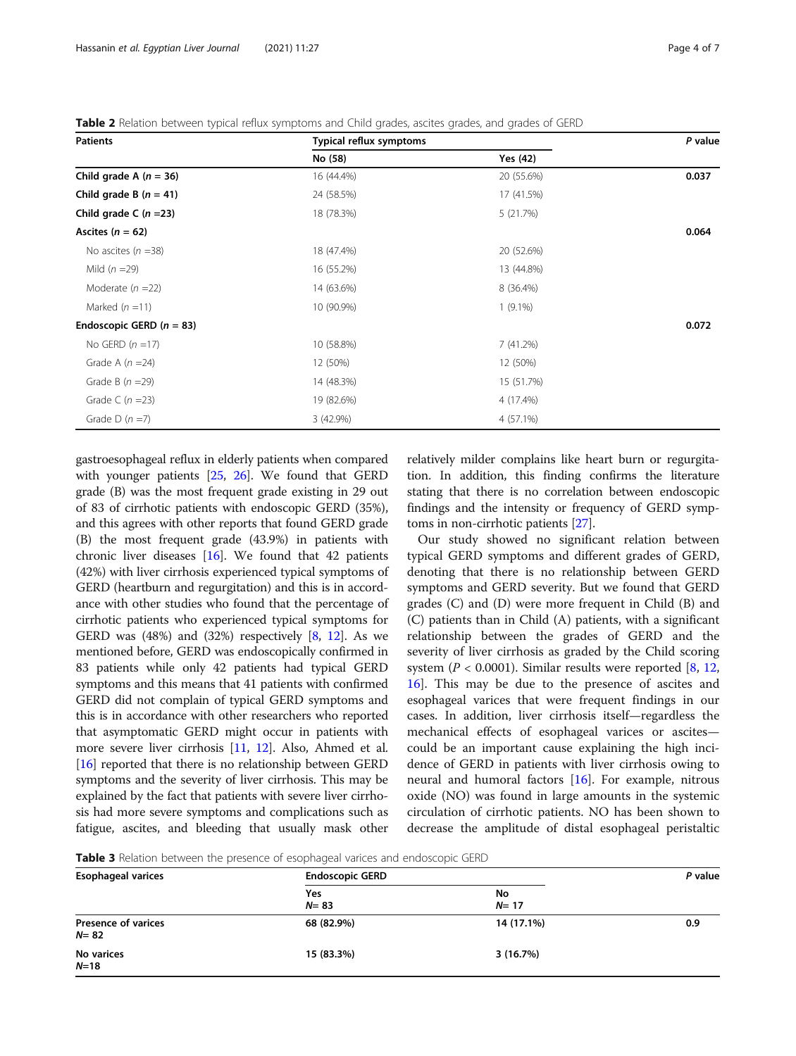**Table 2** Relation between typical reflux symptoms and Child grades, ascites grades, and grades of GERD

| Patients | Typical reflux symptoms | | P value |
|---|---|---|---|
| | No (58) | Yes (42) | |
| **Child grade A (*n* = 36)** | 16 (44.4%) | 20 (55.6%) | **0.037** |
| **Child grade B (*n* = 41)** | 24 (58.5%) | 17 (41.5%) | |
| **Child grade C (*n* =23)** | 18 (78.3%) | 5 (21.7%) | |
| **Ascites (*n* = 62)** | | | **0.064** |
| No ascites (*n* =38) | 18 (47.4%) | 20 (52.6%) | |
| Mild (*n* =29) | 16 (55.2%) | 13 (44.8%) | |
| Moderate (*n* =22) | 14 (63.6%) | 8 (36.4%) | |
| Marked (*n* =11) | 10 (90.9%) | 1 (9.1%) | |
| **Endoscopic GERD (*n* = 83)** | | | **0.072** |
| No GERD (*n* =17) | 10 (58.8%) | 7 (41.2%) | |
| Grade A (*n* =24) | 12 (50%) | 12 (50%) | |
| Grade B (*n* =29) | 14 (48.3%) | 15 (51.7%) | |
| Grade C (*n* =23) | 19 (82.6%) | 4 (17.4%) | |
| Grade D (*n* =7) | 3 (42.9%) | 4 (57.1%) | |

gastroesophageal reflux in elderly patients when compared with younger patients [25, 26]. We found that GERD grade (B) was the most frequent grade existing in 29 out of 83 of cirrhotic patients with endoscopic GERD (35%), and this agrees with other reports that found GERD grade (B) the most frequent grade (43.9%) in patients with chronic liver diseases [16]. We found that 42 patients (42%) with liver cirrhosis experienced typical symptoms of GERD (heartburn and regurgitation) and this is in accordance with other studies who found that the percentage of cirrhotic patients who experienced typical symptoms for GERD was (48%) and (32%) respectively [8, 12]. As we mentioned before, GERD was endoscopically confirmed in 83 patients while only 42 patients had typical GERD symptoms and this means that 41 patients with confirmed GERD did not complain of typical GERD symptoms and this is in accordance with other researchers who reported that asymptomatic GERD might occur in patients with more severe liver cirrhosis [11, 12]. Also, Ahmed et al. [16] reported that there is no relationship between GERD symptoms and the severity of liver cirrhosis. This may be explained by the fact that patients with severe liver cirrhosis had more severe symptoms and complications such as fatigue, ascites, and bleeding that usually mask other relatively milder complains like heart burn or regurgitation. In addition, this finding confirms the literature stating that there is no correlation between endoscopic findings and the intensity or frequency of GERD symptoms in non-cirrhotic patients [27].

Our study showed no significant relation between typical GERD symptoms and different grades of GERD, denoting that there is no relationship between GERD symptoms and GERD severity. But we found that GERD grades (C) and (D) were more frequent in Child (B) and (C) patients than in Child (A) patients, with a significant relationship between the grades of GERD and the severity of liver cirrhosis as graded by the Child scoring system ($P < 0.0001$). Similar results were reported [8, 12, 16]. This may be due to the presence of ascites and esophageal varices that were frequent findings in our cases. In addition, liver cirrhosis itself—regardless the mechanical effects of esophageal varices or ascites—could be an important cause explaining the high incidence of GERD in patients with liver cirrhosis owing to neural and humoral factors [16]. For example, nitrous oxide (NO) was found in large amounts in the systemic circulation of cirrhotic patients. NO has been shown to decrease the amplitude of distal esophageal peristaltic

**Table 3** Relation between the presence of esophageal varices and endoscopic GERD

| Esophageal varices | Endoscopic GERD | | P value |
|---|---|---|---|
| | Yes *N*= 83 | No *N*= 17 | |
| **Presence of varices *N*= 82** | **68 (82.9%)** | **14 (17.1%)** | **0.9** |
| **No varices *N*=18** | **15 (83.3%)** | **3 (16.7%)** | |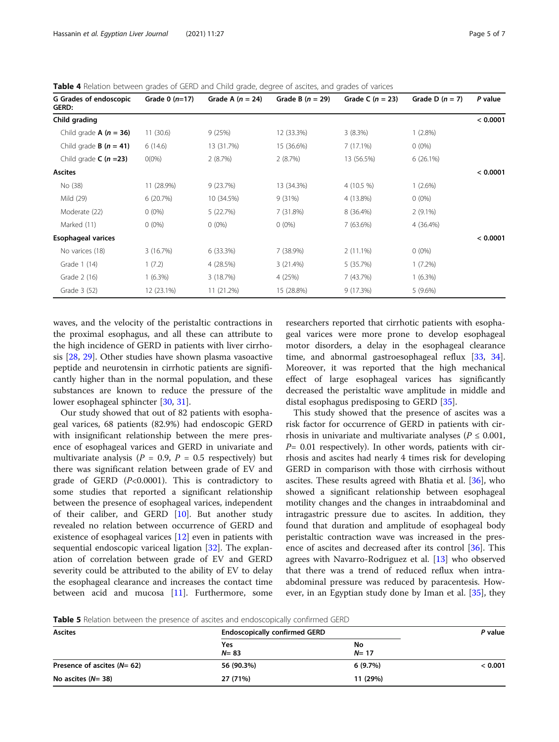**Table 4** Relation between grades of GERD and Child grade, degree of ascites, and grades of varices

| G Grades of endoscopic GERD: | Grade 0 ($n$=17) | Grade A ($n$ = 24) | Grade B ($n$ = 29) | Grade C ($n$ = 23) | Grade D ($n$ = 7) | P value |
|---|---|---|---|---|---|---|
| **Child grading** | | | | | | < 0.0001 |
| Child grade **A** (**$n$ = 36**) | 11 (30.6) | 9 (25%) | 12 (33.3%) | 3 (8.3%) | 1 (2.8%) | |
| Child grade **B** (**$n$ = 41**) | 6 (14.6) | 13 (31.7%) | 15 (36.6%) | 7 (17.1%) | 0 (0%) | |
| Child grade **C** (**$n$ =23**) | 0(0%) | 2 (8.7%) | 2 (8.7%) | 13 (56.5%) | 6 (26.1%) | |
| **Ascites** | | | | | | < 0.0001 |
| No (38) | 11 (28.9%) | 9 (23.7%) | 13 (34.3%) | 4 (10.5 %) | 1 (2.6%) | |
| Mild (29) | 6 (20.7%) | 10 (34.5%) | 9 (31%) | 4 (13.8%) | 0 (0%) | |
| Moderate (22) | 0 (0%) | 5 (22.7%) | 7 (31.8%) | 8 (36.4%) | 2 (9.1%) | |
| Marked (11) | 0 (0%) | 0 (0%) | 0 (0%) | 7 (63.6%) | 4 (36.4%) | |
| **Esophageal varices** | | | | | | < 0.0001 |
| No varices (18) | 3 (16.7%) | 6 (33.3%) | 7 (38.9%) | 2 (11.1%) | 0 (0%) | |
| Grade 1 (14) | 1 (7.2) | 4 (28.5%) | 3 (21.4%) | 5 (35.7%) | 1 (7.2%) | |
| Grade 2 (16) | 1 (6.3%) | 3 (18.7%) | 4 (25%) | 7 (43.7%) | 1 (6.3%) | |
| Grade 3 (52) | 12 (23.1%) | 11 (21.2%) | 15 (28.8%) | 9 (17.3%) | 5 (9.6%) | |

waves, and the velocity of the peristaltic contractions in the proximal esophagus, and all these can attribute to the high incidence of GERD in patients with liver cirrhosis [28, 29]. Other studies have shown plasma vasoactive peptide and neurotensin in cirrhotic patients are significantly higher than in the normal population, and these substances are known to reduce the pressure of the lower esophageal sphincter [30, 31].

Our study showed that out of 82 patients with esophageal varices, 68 patients (82.9%) had endoscopic GERD with insignificant relationship between the mere presence of esophageal varices and GERD in univariate and multivariate analysis ($P$ = 0.9, $P$ = 0.5 respectively) but there was significant relation between grade of EV and grade of GERD ($P$<0.0001). This is contradictory to some studies that reported a significant relationship between the presence of esophageal varices, independent of their caliber, and GERD [10]. But another study revealed no relation between occurrence of GERD and existence of esophageal varices [12] even in patients with sequential endoscopic variceal ligation [32]. The explanation of correlation between grade of EV and GERD severity could be attributed to the ability of EV to delay the esophageal clearance and increases the contact time between acid and mucosa [11]. Furthermore, some researchers reported that cirrhotic patients with esophageal varices were more prone to develop esophageal motor disorders, a delay in the esophageal clearance time, and abnormal gastroesophageal reflux [33, 34]. Moreover, it was reported that the high mechanical effect of large esophageal varices has significantly decreased the peristaltic wave amplitude in middle and distal esophagus predisposing to GERD [35].

This study showed that the presence of ascites was a risk factor for occurrence of GERD in patients with cirrhosis in univariate and multivariate analyses ($P \leq 0.001$, $P$= 0.01 respectively). In other words, patients with cirrhosis and ascites had nearly 4 times risk for developing GERD in comparison with those with cirrhosis without ascites. These results agreed with Bhatia et al. [36], who showed a significant relationship between esophageal motility changes and the changes in intraabdominal and intragastric pressure due to ascites. In addition, they found that duration and amplitude of esophageal body peristaltic contraction wave was increased in the presence of ascites and decreased after its control [36]. This agrees with Navarro-Rodriguez et al. [13] who observed that there was a trend of reduced reflux when intra-abdominal pressure was reduced by paracentesis. However, in an Egyptian study done by Iman et al. [35], they

**Table 5** Relation between the presence of ascites and endoscopically confirmed GERD

| Ascites | Endoscopically confirmed GERD | | P value |
|---|---|---|---|
| | Yes $N$= 83 | No $N$= 17 | |
| **Presence of ascites ($N$= 62)** | **56 (90.3%)** | **6 (9.7%)** | **< 0.001** |
| **No ascites ($N$= 38)** | **27 (71%)** | **11 (29%)** | |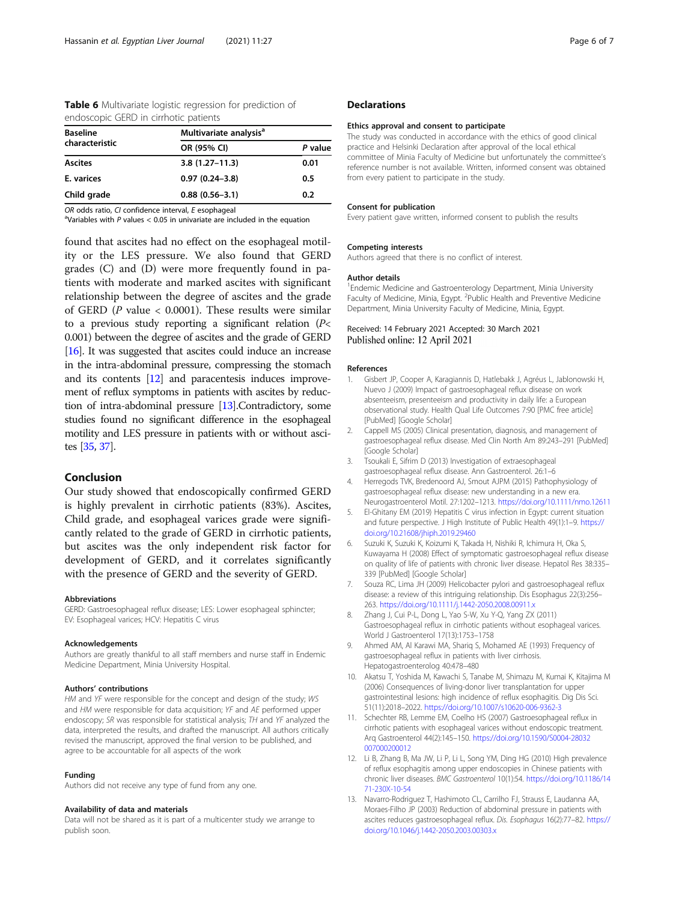**Table 6** Multivariate logistic regression for prediction of endoscopic GERD in cirrhotic patients

| Baseline characteristic | Multivariate analysis[a] | |
|---|---|---|
| | OR (95% CI) | *P* value |
| **Ascites** | **3.8 (1.27–11.3)** | **0.01** |
| **E. varices** | 0.97 (0.24–3.8) | 0.5 |
| **Child grade** | 0.88 (0.56–3.1) | 0.2 |

*OR* odds ratio, *CI* confidence interval, *E* esophageal
[a]Variables with *P* values < 0.05 in univariate are included in the equation

found that ascites had no effect on the esophageal motility or the LES pressure. We also found that GERD grades (C) and (D) were more frequently found in patients with moderate and marked ascites with significant relationship between the degree of ascites and the grade of GERD (*P* value < 0.0001). These results were similar to a previous study reporting a significant relation (*P*< 0.001) between the degree of ascites and the grade of GERD [16]. It was suggested that ascites could induce an increase in the intra-abdominal pressure, compressing the stomach and its contents [12] and paracentesis induces improvement of reflux symptoms in patients with ascites by reduction of intra-abdominal pressure [13].Contradictory, some studies found no significant difference in the esophageal motility and LES pressure in patients with or without ascites [35, 37].

## Conclusion

Our study showed that endoscopically confirmed GERD is highly prevalent in cirrhotic patients (83%). Ascites, Child grade, and esophageal varices grade were significantly related to the grade of GERD in cirrhotic patients, but ascites was the only independent risk factor for development of GERD, and it correlates significantly with the presence of GERD and the severity of GERD.

#### Abbreviations
GERD: Gastroesophageal reflux disease; LES: Lower esophageal sphincter; EV: Esophageal varices; HCV: Hepatitis C virus

#### Acknowledgements
Authors are greatly thankful to all staff members and nurse staff in Endemic Medicine Department, Minia University Hospital.

#### Authors' contributions
*HM* and *YF* were responsible for the concept and design of the study; *WS* and *HM* were responsible for data acquisition; *YF* and *AE* performed upper endoscopy; *SR* was responsible for statistical analysis; *TH* and *YF* analyzed the data, interpreted the results, and drafted the manuscript. All authors critically revised the manuscript, approved the final version to be published, and agree to be accountable for all aspects of the work

#### Funding
Authors did not receive any type of fund from any one.

#### Availability of data and materials
Data will not be shared as it is part of a multicenter study we arrange to publish soon.

## Declarations

#### Ethics approval and consent to participate
The study was conducted in accordance with the ethics of good clinical practice and Helsinki Declaration after approval of the local ethical committee of Minia Faculty of Medicine but unfortunately the committee's reference number is not available. Written, informed consent was obtained from every patient to participate in the study.

#### Consent for publication
Every patient gave written, informed consent to publish the results

#### Competing interests
Authors agreed that there is no conflict of interest.

#### Author details
[1]Endemic Medicine and Gastroenterology Department, Minia University Faculty of Medicine, Minia, Egypt. [2]Public Health and Preventive Medicine Department, Minia University Faculty of Medicine, Minia, Egypt.

Received: 14 February 2021 Accepted: 30 March 2021
Published online: 12 April 2021

#### References

1. Gisbert JP, Cooper A, Karagiannis D, Hatlebakk J, Agréus L, Jablonowski H, Nuevo J (2009) Impact of gastroesophageal reflux disease on work absenteeism, presenteeism and productivity in daily life: a European observational study. Health Qual Life Outcomes 7:90 [PMC free article] [PubMed] [Google Scholar]
2. Cappell MS (2005) Clinical presentation, diagnosis, and management of gastroesophageal reflux disease. Med Clin North Am 89:243–291 [PubMed] [Google Scholar]
3. Tsoukali E, Sifrim D (2013) Investigation of extraesophageal gastroesophageal reflux disease. Ann Gastroenterol. 26:1–6
4. Herregods TVK, Bredenoord AJ, Smout AJPM (2015) Pathophysiology of gastroesophageal reflux disease: new understanding in a new era. Neurogastroenterol Motil. 27:1202–1213. https://doi.org/10.1111/nmo.12611
5. El-Ghitany EM (2019) Hepatitis C virus infection in Egypt: current situation and future perspective. J High Institute of Public Health 49(1):1–9. https://doi.org/10.21608/jhiph.2019.29460
6. Suzuki K, Suzuki K, Koizumi K, Takada H, Nishiki R, Ichimura H, Oka S, Kuwayama H (2008) Effect of symptomatic gastroesophageal reflux disease on quality of life of patients with chronic liver disease. Hepatol Res 38:335–339 [PubMed] [Google Scholar]
7. Souza RC, Lima JH (2009) Helicobacter pylori and gastroesophageal reflux disease: a review of this intriguing relationship. Dis Esophagus 22(3):256–263. https://doi.org/10.1111/j.1442-2050.2008.00911.x
8. Zhang J, Cui P-L, Dong L, Yao S-W, Xu Y-Q, Yang ZX (2011) Gastroesophageal reflux in cirrhotic patients without esophageal varices. World J Gastroenterol 17(13):1753–1758
9. Ahmed AM, Al Karawi MA, Shariq S, Mohamed AE (1993) Frequency of gastroesophageal reflux in patients with liver cirrhosis. Hepatogastroenterolog 40:478–480
10. Akatsu T, Yoshida M, Kawachi S, Tanabe M, Shimazu M, Kumai K, Kitajima M (2006) Consequences of living-donor liver transplantation for upper gastrointestinal lesions: high incidence of reflux esophagitis. Dig Dis Sci. 51(11):2018–2022. https://doi.org/10.1007/s10620-006-9362-3
11. Schechter RB, Lemme EM, Coelho HS (2007) Gastroesophageal reflux in cirrhotic patients with esophageal varices without endoscopic treatment. Arq Gastroenterol 44(2):145–150. https://doi.org/10.1590/S0004-28032007000200012
12. Li B, Zhang B, Ma JW, Li P, Li L, Song YM, Ding HG (2010) High prevalence of reflux esophagitis among upper endoscopies in Chinese patients with chronic liver diseases. *BMC Gastroenterol* 10(1):54. https://doi.org/10.1186/1471-230X-10-54
13. Navarro-Rodriguez T, Hashimoto CL, Carrilho FJ, Strauss E, Laudanna AA, Moraes-Filho JP (2003) Reduction of abdominal pressure in patients with ascites reduces gastroesophageal reflux. *Dis. Esophagus* 16(2):77–82. https://doi.org/10.1046/j.1442-2050.2003.00303.x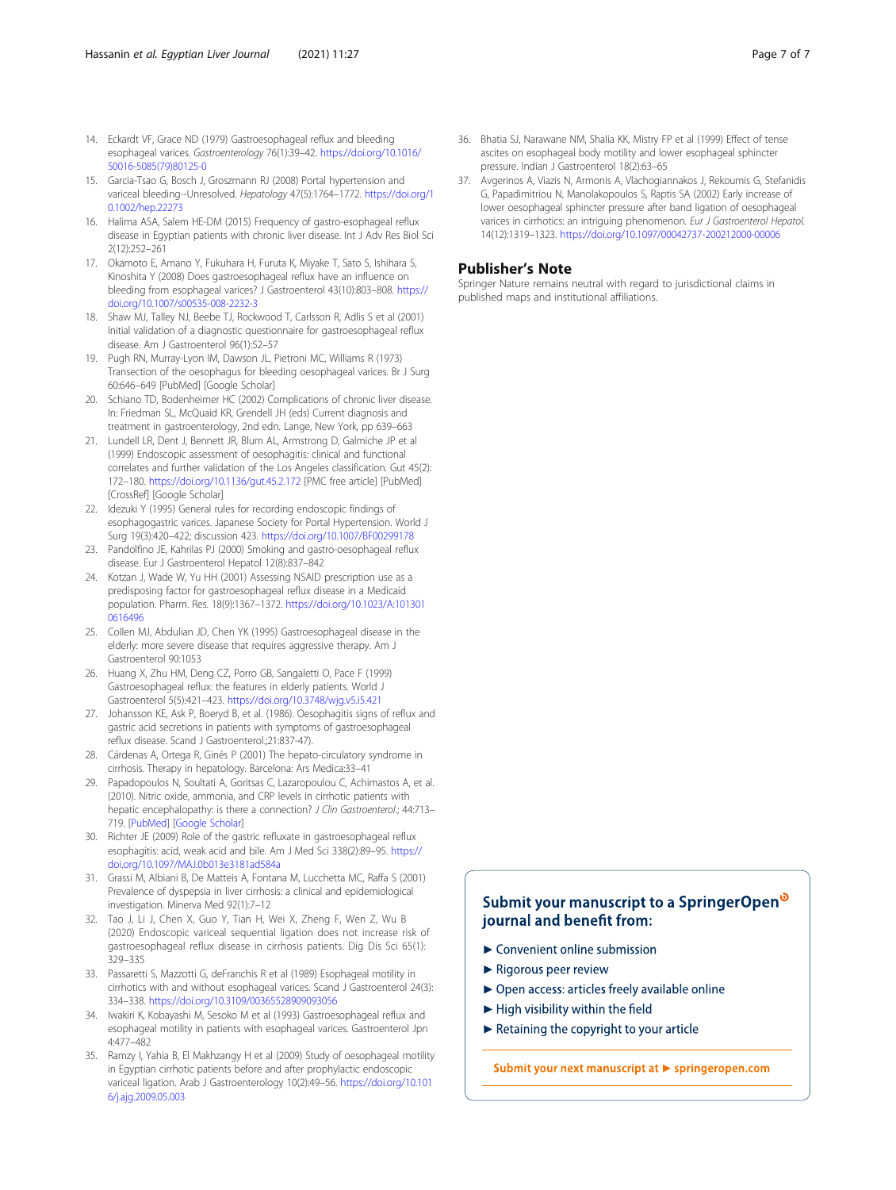14. Eckardt VF, Grace ND (1979) Gastroesophageal reflux and bleeding esophageal varices. *Gastroenterology* 76(1):39–42. https://doi.org/10.1016/S0016-5085(79)80125-0
15. Garcia-Tsao G, Bosch J, Groszmann RJ (2008) Portal hypertension and variceal bleeding--Unresolved. *Hepatology* 47(5):1764–1772. https://doi.org/10.1002/hep.22273
16. Halima ASA, Salem HE-DM (2015) Frequency of gastro-esophageal reflux disease in Egyptian patients with chronic liver disease. Int J Adv Res Biol Sci 2(12):252–261
17. Okamoto E, Amano Y, Fukuhara H, Furuta K, Miyake T, Sato S, Ishihara S, Kinoshita Y (2008) Does gastroesophageal reflux have an influence on bleeding from esophageal varices? J Gastroenterol 43(10):803–808. https://doi.org/10.1007/s00535-008-2232-3
18. Shaw MJ, Talley NJ, Beebe TJ, Rockwood T, Carlsson R, Adlis S et al (2001) Initial validation of a diagnostic questionnaire for gastroesophageal reflux disease. Am J Gastroenterol 96(1):52–57
19. Pugh RN, Murray-Lyon IM, Dawson JL, Pietroni MC, Williams R (1973) Transection of the oesophagus for bleeding oesophageal varices. Br J Surg 60:646–649 [PubMed] [Google Scholar]
20. Schiano TD, Bodenheimer HC (2002) Complications of chronic liver disease. In: Friedman SL, McQuaid KR, Grendell JH (eds) Current diagnosis and treatment in gastroenterology, 2nd edn. Lange, New York, pp 639–663
21. Lundell LR, Dent J, Bennett JR, Blum AL, Armstrong D, Galmiche JP et al (1999) Endoscopic assessment of oesophagitis: clinical and functional correlates and further validation of the Los Angeles classification. Gut 45(2):172–180. https://doi.org/10.1136/gut.45.2.172 [PMC free article] [PubMed] [CrossRef] [Google Scholar]
22. Idezuki Y (1995) General rules for recording endoscopic findings of esophagogastric varices. Japanese Society for Portal Hypertension. World J Surg 19(3):420–422; discussion 423. https://doi.org/10.1007/BF00299178
23. Pandolfino JE, Kahrilas PJ (2000) Smoking and gastro-oesophageal reflux disease. Eur J Gastroenterol Hepatol 12(8):837–842
24. Kotzan J, Wade W, Yu HH (2001) Assessing NSAID prescription use as a predisposing factor for gastroesophageal reflux disease in a Medicaid population. Pharm. Res. 18(9):1367–1372. https://doi.org/10.1023/A:1013010616496
25. Collen MJ, Abdulian JD, Chen YK (1995) Gastroesophageal disease in the elderly: more severe disease that requires aggressive therapy. Am J Gastroenterol 90:1053
26. Huang X, Zhu HM, Deng CZ, Porro GB, Sangaletti O, Pace F (1999) Gastroesophageal reflux: the features in elderly patients. World J Gastroenterol 5(5):421–423. https://doi.org/10.3748/wjg.v5.i5.421
27. Johansson KE, Ask P, Boeryd B, et al. (1986). Oesophagitis signs of reflux and gastric acid secretions in patients with symptoms of gastroesophageal reflux disease. Scand J Gastroenterol.;21:837-47).
28. Cárdenas A, Ortega R, Ginés P (2001) The hepato-circulatory syndrome in cirrhosis. Therapy in hepatology. Barcelona: Ars Medica:33–41
29. Papadopoulos N, Soultati A, Goritsas C, Lazaropoulou C, Achimastos A, et al. (2010). Nitric oxide, ammonia, and CRP levels in cirrhotic patients with hepatic encephalopathy: is there a connection? *J Clin Gastroenterol.*; 44:713–719. [PubMed] [Google Scholar]
30. Richter JE (2009) Role of the gastric refluxate in gastroesophageal reflux esophagitis: acid, weak acid and bile. Am J Med Sci 338(2):89–95. https://doi.org/10.1097/MAJ.0b013e3181ad584a
31. Grassi M, Albiani B, De Matteis A, Fontana M, Lucchetta MC, Raffa S (2001) Prevalence of dyspepsia in liver cirrhosis: a clinical and epidemiological investigation. Minerva Med 92(1):7–12
32. Tao J, Li J, Chen X, Guo Y, Tian H, Wei X, Zheng F, Wen Z, Wu B (2020) Endoscopic variceal sequential ligation does not increase risk of gastroesophageal reflux disease in cirrhosis patients. Dig Dis Sci 65(1):329–335
33. Passaretti S, Mazzotti G, deFranchis R et al (1989) Esophageal motility in cirrhotics with and without esophageal varices. Scand J Gastroenterol 24(3):334–338. https://doi.org/10.3109/00365528909093056
34. Iwakiri K, Kobayashi M, Sesoko M et al (1993) Gastroesophageal reflux and esophageal motility in patients with esophageal varices. Gastroenterol Jpn 4:477–482
35. Ramzy I, Yahia B, El Makhzangy H et al (2009) Study of oesophageal motility in Egyptian cirrhotic patients before and after prophylactic endoscopic variceal ligation. Arab J Gastroenterology 10(2):49–56. https://doi.org/10.1016/j.ajg.2009.05.003
36. Bhatia SJ, Narawane NM, Shalia KK, Mistry FP et al (1999) Effect of tense ascites on esophageal body motility and lower esophageal sphincter pressure. Indian J Gastroenterol 18(2):63–65
37. Avgerinos A, Viazis N, Armonis A, Vlachogiannakos J, Rekoumis G, Stefanidis G, Papadimitriou N, Manolakopoulos S, Raptis SA (2002) Early increase of lower oesophageal sphincter pressure after band ligation of oesophageal varices in cirrhotics: an intriguing phenomenon. *Eur J Gastroenterol Hepatol.* 14(12):1319–1323. https://doi.org/10.1097/00042737-200212000-00006

## Publisher's Note

Springer Nature remains neutral with regard to jurisdictional claims in published maps and institutional affiliations.

**Submit your manuscript to a SpringerOpen journal and benefit from:**

- ► Convenient online submission
- ► Rigorous peer review
- ► Open access: articles freely available online
- ► High visibility within the field
- ► Retaining the copyright to your article

**Submit your next manuscript at ► springeropen.com**